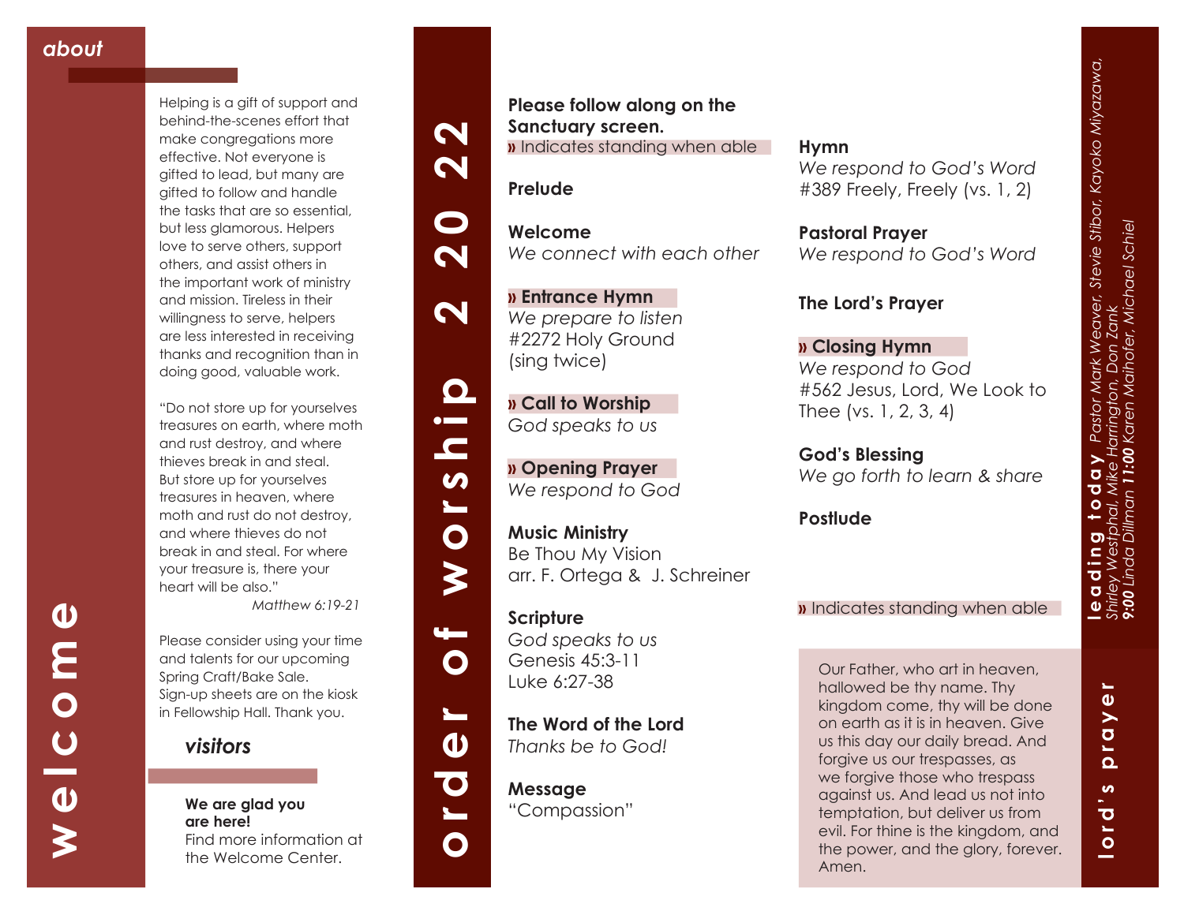# welcome

## about

Helping is a gift of support and behind-the-scenes effort that make congregations more effective. Not everyone is gifted to lead, but many are gifted to follow and handle the tasks that are so essential, but less glamorous. Helpers love to serve others, support others, and assist others in the important work of ministry and mission. Tireless in their willingness to serve, helpers are less interested in receiving thanks and recognition than in doing good, valuable work.

"Do not store up for yourselves treasures on earth, where moth and rust destroy, and where thieves break in and steal. But store up for yourselves treasures in heaven, where moth and rust do not destroy, and where thieves do not break in and steal. For where your treasure is, there your heart will be also."
*Matthew 6:19-21*

Please consider using your time and talents for our upcoming Spring Craft/Bake Sale. Sign-up sheets are on the kiosk in Fellowship Hall. Thank you.

## visitors

**We are glad you are here!**
Find more information at the Welcome Center.

# order of worship 2 20 22

**Please follow along on the Sanctuary screen.**
» Indicates standing when able

**Prelude**

**Welcome**
*We connect with each other*

**» Entrance Hymn**
*We prepare to listen*
#2272 Holy Ground (sing twice)

**» Call to Worship**
*God speaks to us*

**» Opening Prayer**
*We respond to God*

**Music Ministry**
Be Thou My Vision
arr. F. Ortega & J. Schreiner

**Scripture**
*God speaks to us*
Genesis 45:3-11
Luke 6:27-38

**The Word of the Lord**
*Thanks be to God!*

**Message**
"Compassion"

**Hymn**
*We respond to God's Word*
#389 Freely, Freely (vs. 1, 2)

**Pastoral Prayer**
*We respond to God's Word*

**The Lord's Prayer**

**» Closing Hymn**
*We respond to God*
#562 Jesus, Lord, We Look to Thee (vs. 1, 2, 3, 4)

**God's Blessing**
*We go forth to learn & share*

**Postlude**

» Indicates standing when able

# leading today

*Pastor Mark Weaver, Stevie Stibor, Kayoko Miyazawa, Shirley Westphal, Mike Harrington, Don Zank*
***9:00*** *Linda Dillman* ***11:00*** *Karen Maihofer, Michael Schiel*

# lord's prayer

Our Father, who art in heaven, hallowed be thy name. Thy kingdom come, thy will be done on earth as it is in heaven. Give us this day our daily bread. And forgive us our trespasses, as we forgive those who trespass against us. And lead us not into temptation, but deliver us from evil. For thine is the kingdom, and the power, and the glory, forever. Amen.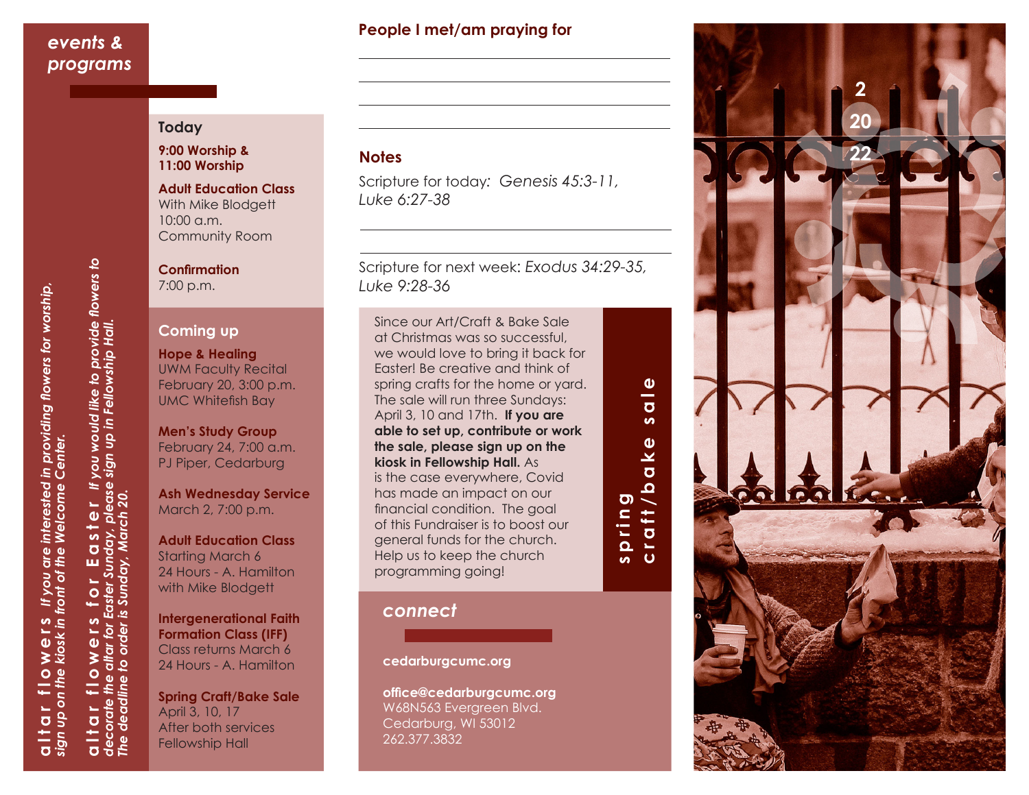## events & programs

**altar flowers** *If you are interested in providing flowers for worship, sign up on the kiosk in front of the Welcome Center.*

**altar flowers for Easter** *If you would like to provide flowers to decorate the altar for Easter Sunday, please sign up in Fellowship Hall. The deadline to order is Sunday, March 20.*

### Today

**9:00 Worship & 11:00 Worship**

**Adult Education Class**
With Mike Blodgett
10:00 a.m.
Community Room

**Confirmation**
7:00 p.m.

### Coming up

**Hope & Healing**
UWM Faculty Recital
February 20, 3:00 p.m.
UMC Whitefish Bay

**Men's Study Group**
February 24, 7:00 a.m.
PJ Piper, Cedarburg

**Ash Wednesday Service**
March 2, 7:00 p.m.

**Adult Education Class**
Starting March 6
24 Hours - A. Hamilton
with Mike Blodgett

**Intergenerational Faith Formation Class (IFF)**
Class returns March 6
24 Hours - A. Hamilton

**Spring Craft/Bake Sale**
April 3, 10, 17
After both services
Fellowship Hall

## People I met/am praying for

## Notes

Scripture for today: *Genesis 45:3-11, Luke 6:27-38*

Scripture for next week: *Exodus 34:29-35, Luke 9:28-36*

## spring craft/bake sale

Since our Art/Craft & Bake Sale at Christmas was so successful, we would love to bring it back for Easter! Be creative and think of spring crafts for the home or yard. The sale will run three Sundays: April 3, 10 and 17th. **If you are able to set up, contribute or work the sale, please sign up on the kiosk in Fellowship Hall.** As is the case everywhere, Covid has made an impact on our financial condition. The goal of this Fundraiser is to boost our general funds for the church. Help us to keep the church programming going!

## connect

**cedarburgcumc.org**

**office@cedarburgcumc.org**
W68N563 Evergreen Blvd.
Cedarburg, WI 53012
262.377.3832

2
20
22